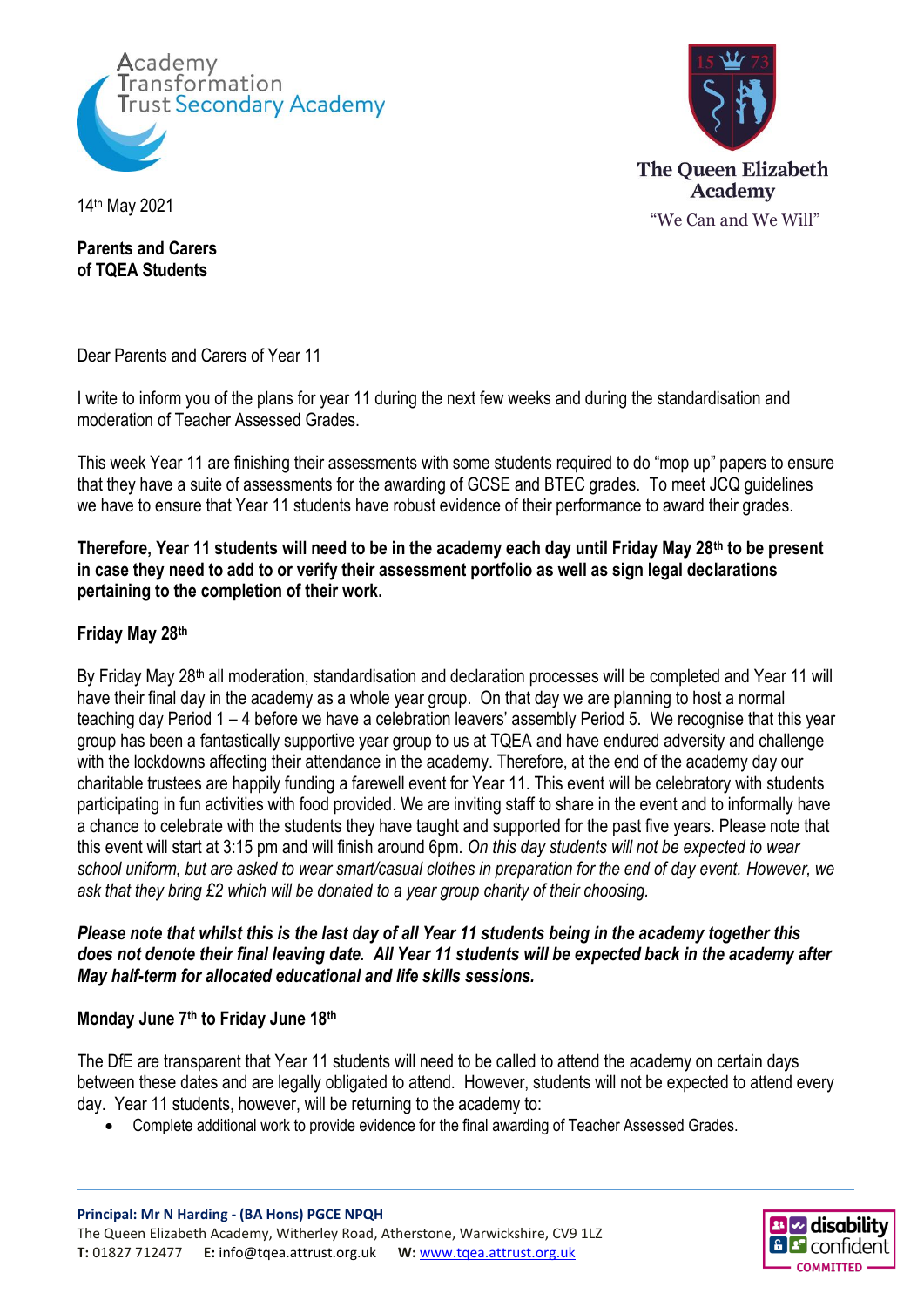Academy Transformation Trust Secondary Academy

The Queen Elizabeth Academy

"We Can and We Will"

14th May 2021

**Parents and Carers of TQEA Students**

Dear Parents and Carers of Year 11

I write to inform you of the plans for year 11 during the next few weeks and during the standardisation and moderation of Teacher Assessed Grades.

This week Year 11 are finishing their assessments with some students required to do "mop up" papers to ensure that they have a suite of assessments for the awarding of GCSE and BTEC grades. To meet JCQ guidelines we have to ensure that Year 11 students have robust evidence of their performance to award their grades.

**Therefore, Year 11 students will need to be in the academy each day until Friday May 28th to be present in case they need to add to or verify their assessment portfolio as well as sign legal declarations pertaining to the completion of their work.**

**Friday May 28th**

By Friday May 28th all moderation, standardisation and declaration processes will be completed and Year 11 will have their final day in the academy as a whole year group. On that day we are planning to host a normal teaching day Period 1 – 4 before we have a celebration leavers' assembly Period 5. We recognise that this year group has been a fantastically supportive year group to us at TQEA and have endured adversity and challenge with the lockdowns affecting their attendance in the academy. Therefore, at the end of the academy day our charitable trustees are happily funding a farewell event for Year 11. This event will be celebratory with students participating in fun activities with food provided. We are inviting staff to share in the event and to informally have a chance to celebrate with the students they have taught and supported for the past five years. Please note that this event will start at 3:15 pm and will finish around 6pm. *On this day students will not be expected to wear school uniform, but are asked to wear smart/casual clothes in preparation for the end of day event. However, we ask that they bring £2 which will be donated to a year group charity of their choosing.*

***Please note that whilst this is the last day of all Year 11 students being in the academy together this does not denote their final leaving date. All Year 11 students will be expected back in the academy after May half-term for allocated educational and life skills sessions.***

**Monday June 7th to Friday June 18th**

The DfE are transparent that Year 11 students will need to be called to attend the academy on certain days between these dates and are legally obligated to attend. However, students will not be expected to attend every day. Year 11 students, however, will be returning to the academy to:

- Complete additional work to provide evidence for the final awarding of Teacher Assessed Grades.

**Principal: Mr N Harding - (BA Hons) PGCE NPQH**
The Queen Elizabeth Academy, Witherley Road, Atherstone, Warwickshire, CV9 1LZ
**T:** 01827 712477 **E:** info@tqea.attrust.org.uk **W:** www.tqea.attrust.org.uk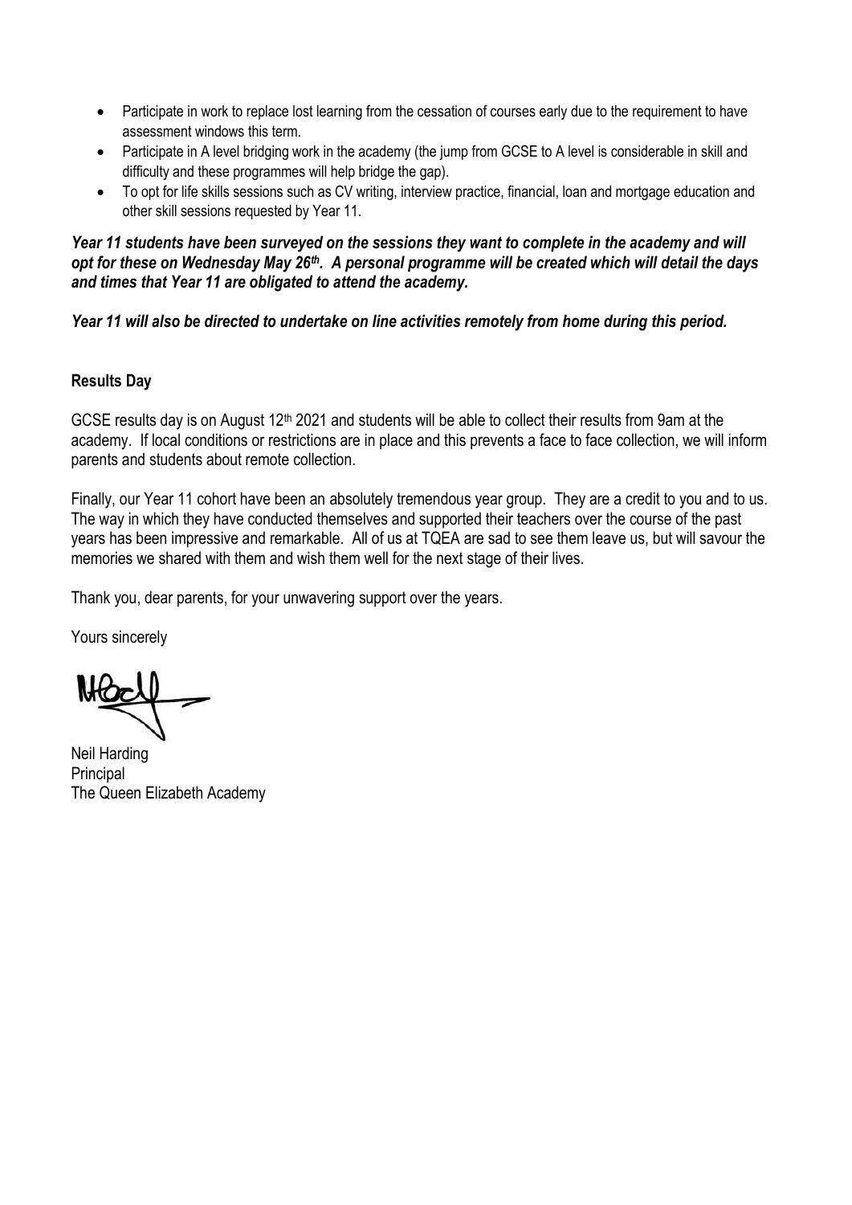- Participate in work to replace lost learning from the cessation of courses early due to the requirement to have assessment windows this term.
- Participate in A level bridging work in the academy (the jump from GCSE to A level is considerable in skill and difficulty and these programmes will help bridge the gap).
- To opt for life skills sessions such as CV writing, interview practice, financial, loan and mortgage education and other skill sessions requested by Year 11.

***Year 11 students have been surveyed on the sessions they want to complete in the academy and will opt for these on Wednesday May 26th. A personal programme will be created which will detail the days and times that Year 11 are obligated to attend the academy.***

***Year 11 will also be directed to undertake on line activities remotely from home during this period.***

**Results Day**

GCSE results day is on August 12th 2021 and students will be able to collect their results from 9am at the academy. If local conditions or restrictions are in place and this prevents a face to face collection, we will inform parents and students about remote collection.

Finally, our Year 11 cohort have been an absolutely tremendous year group. They are a credit to you and to us. The way in which they have conducted themselves and supported their teachers over the course of the past years has been impressive and remarkable. All of us at TQEA are sad to see them leave us, but will savour the memories we shared with them and wish them well for the next stage of their lives.

Thank you, dear parents, for your unwavering support over the years.

Yours sincerely

Neil Harding
Principal
The Queen Elizabeth Academy